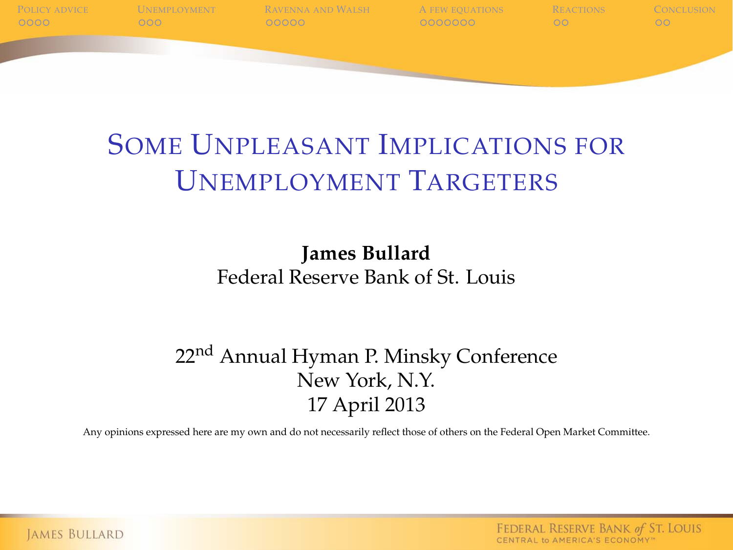# Some Unpleasant Implications for Unemployment Targeters

**James Bullard**
Federal Reserve Bank of St. Louis

22nd Annual Hyman P. Minsky Conference
New York, N.Y.
17 April 2013

Any opinions expressed here are my own and do not necessarily reflect those of others on the Federal Open Market Committee.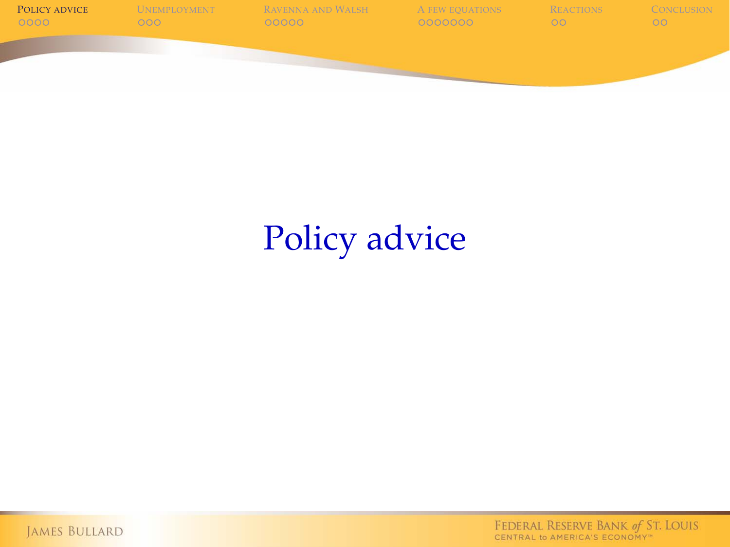# Policy advice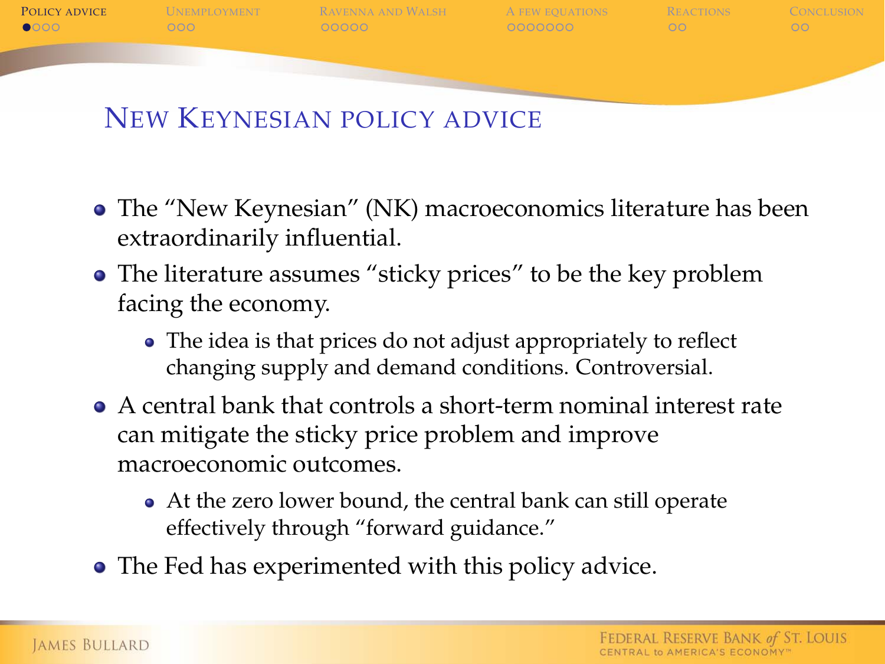## New Keynesian policy advice

- The "New Keynesian" (NK) macroeconomics literature has been extraordinarily influential.
- The literature assumes "sticky prices" to be the key problem facing the economy.
  - The idea is that prices do not adjust appropriately to reflect changing supply and demand conditions. Controversial.
- A central bank that controls a short-term nominal interest rate can mitigate the sticky price problem and improve macroeconomic outcomes.
  - At the zero lower bound, the central bank can still operate effectively through "forward guidance."
- The Fed has experimented with this policy advice.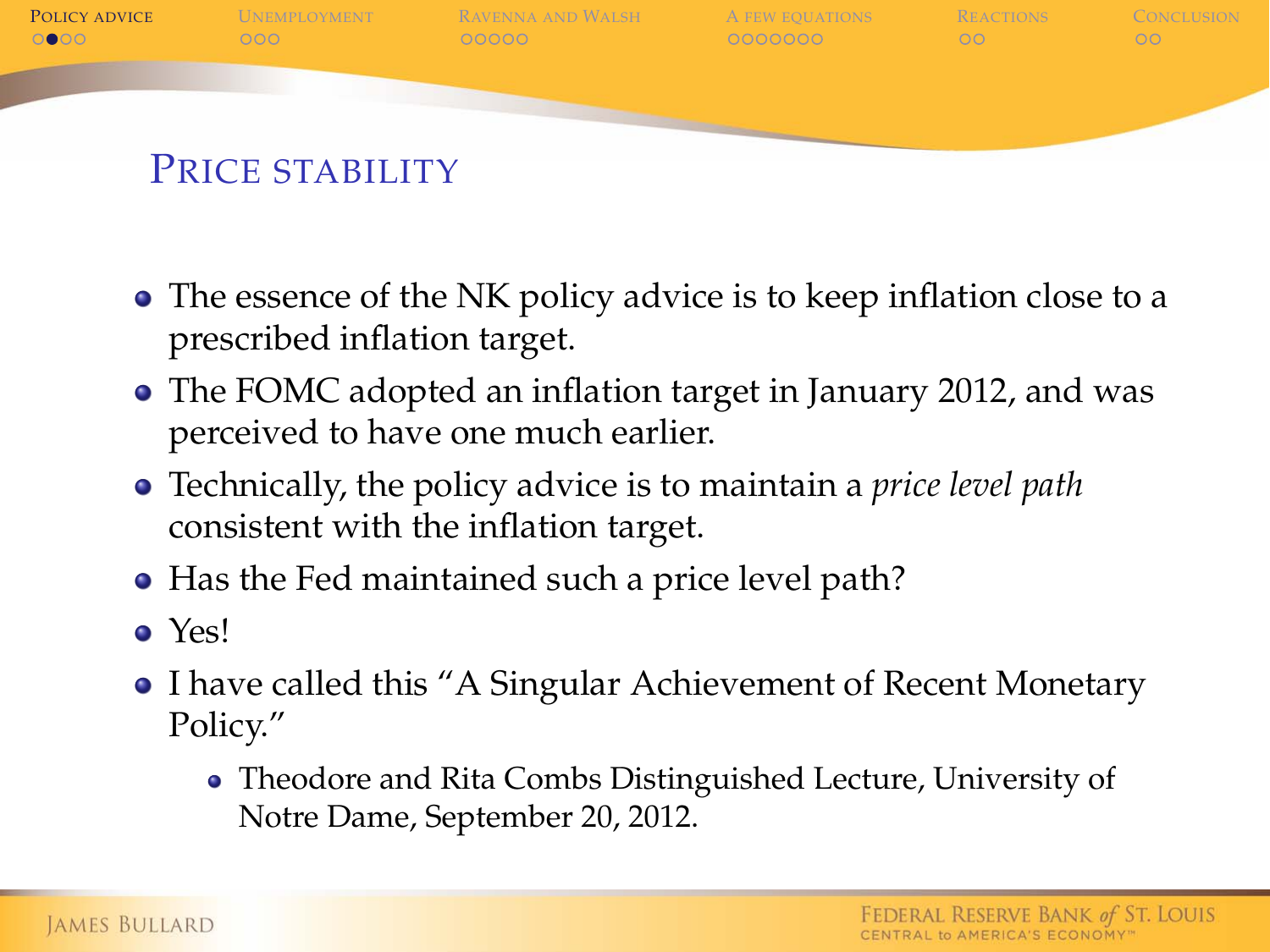## Price stability

- The essence of the NK policy advice is to keep inflation close to a prescribed inflation target.
- The FOMC adopted an inflation target in January 2012, and was perceived to have one much earlier.
- Technically, the policy advice is to maintain a *price level path* consistent with the inflation target.
- Has the Fed maintained such a price level path?
- Yes!
- I have called this "A Singular Achievement of Recent Monetary Policy."
  - Theodore and Rita Combs Distinguished Lecture, University of Notre Dame, September 20, 2012.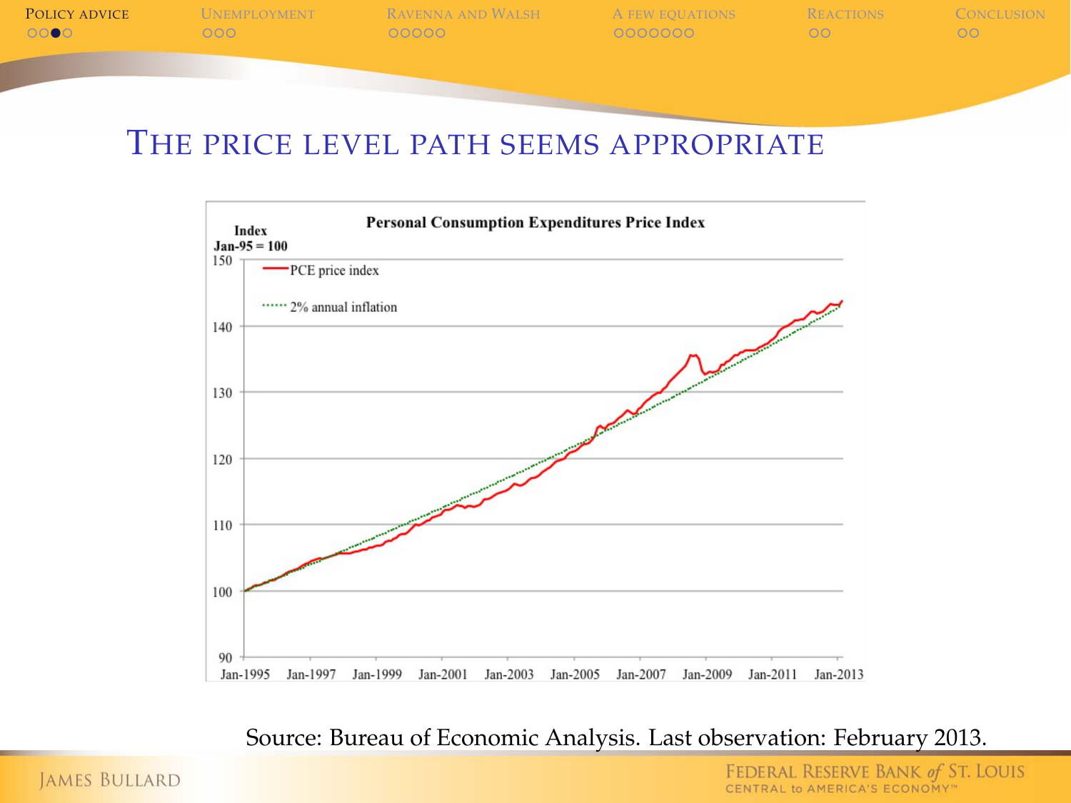# The price level path seems appropriate

**Personal Consumption Expenditures Price Index**

Index Jan-95 = 100

— PCE price index

······ 2% annual inflation

Source: Bureau of Economic Analysis. Last observation: February 2013.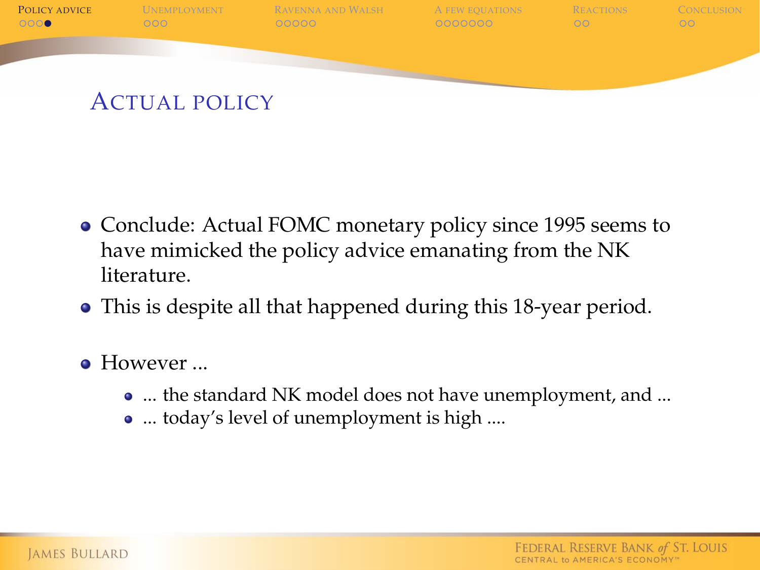## Actual policy

- Conclude: Actual FOMC monetary policy since 1995 seems to have mimicked the policy advice emanating from the NK literature.
- This is despite all that happened during this 18-year period.
- However ...
  - ... the standard NK model does not have unemployment, and ...
  - ... today's level of unemployment is high ....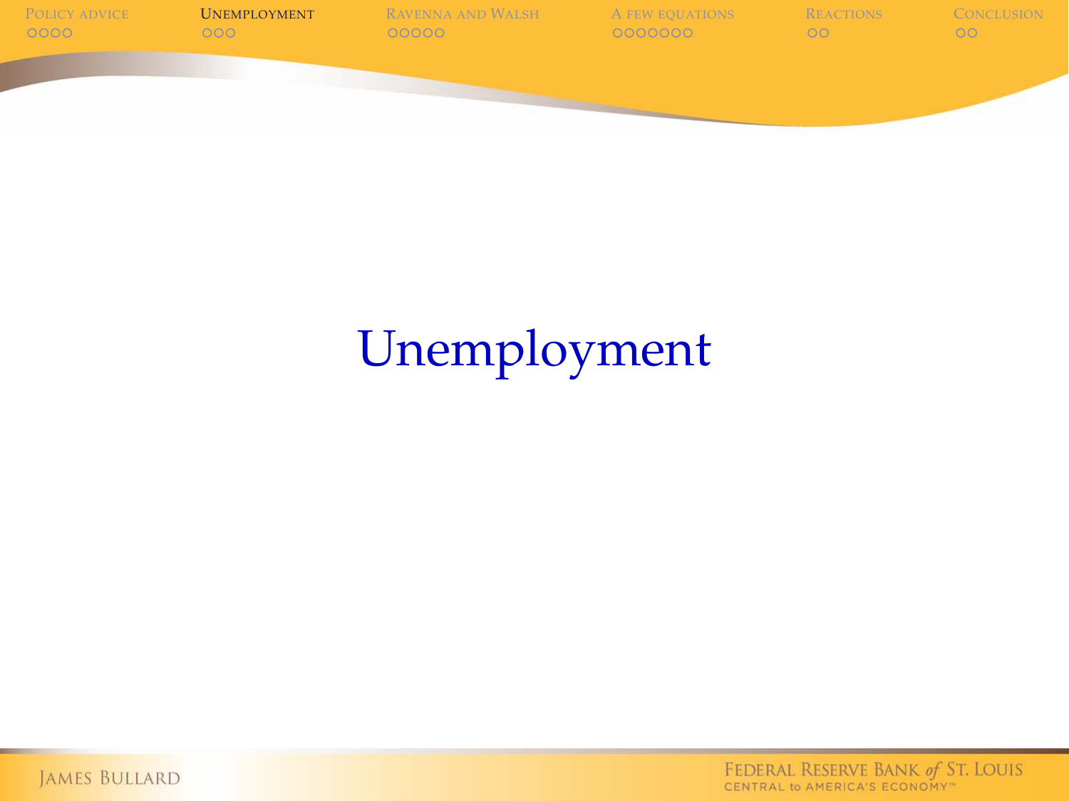# Unemployment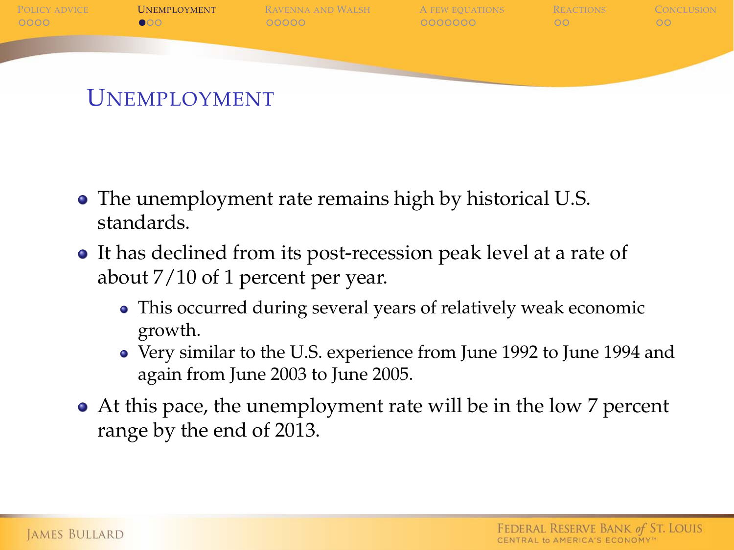# Unemployment

- The unemployment rate remains high by historical U.S. standards.
- It has declined from its post-recession peak level at a rate of about 7/10 of 1 percent per year.
  - This occurred during several years of relatively weak economic growth.
  - Very similar to the U.S. experience from June 1992 to June 1994 and again from June 2003 to June 2005.
- At this pace, the unemployment rate will be in the low 7 percent range by the end of 2013.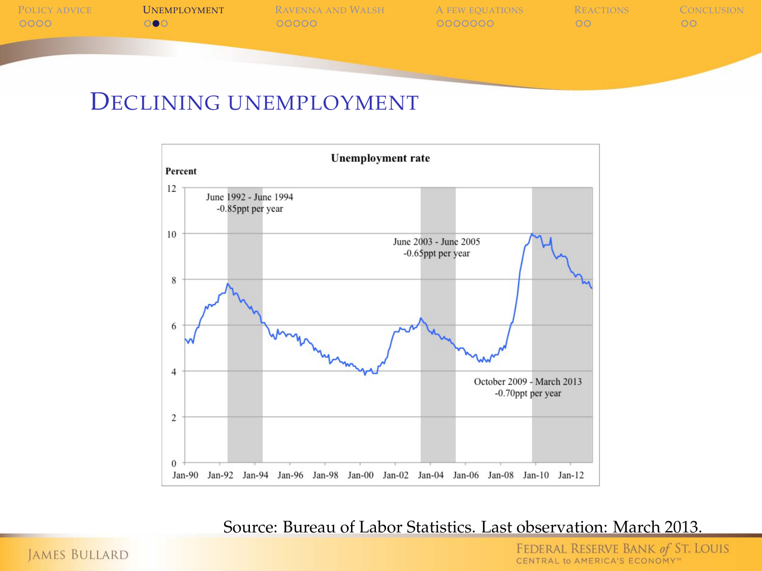## Declining unemployment

**Unemployment rate**

Percent

June 1992 - June 1994
-0.85ppt per year

June 2003 - June 2005
-0.65ppt per year

October 2009 - March 2013
-0.70ppt per year

Source: Bureau of Labor Statistics. Last observation: March 2013.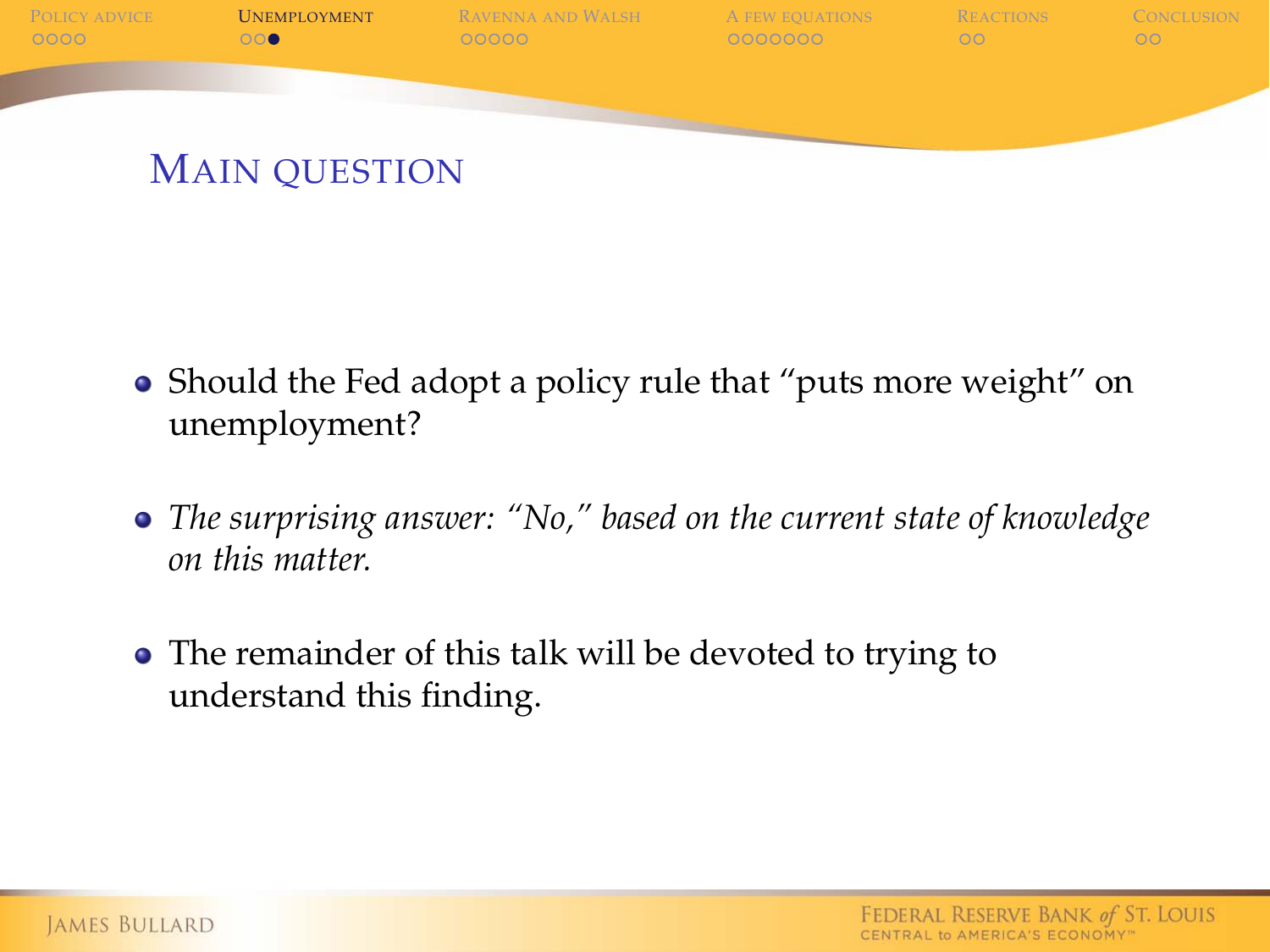## Main question

- Should the Fed adopt a policy rule that "puts more weight" on unemployment?
- *The surprising answer: "No," based on the current state of knowledge on this matter.*
- The remainder of this talk will be devoted to trying to understand this finding.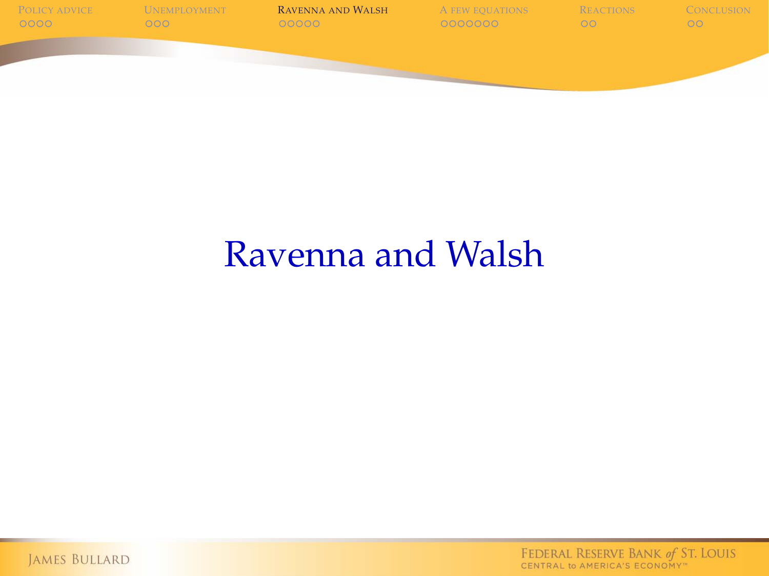# Ravenna and Walsh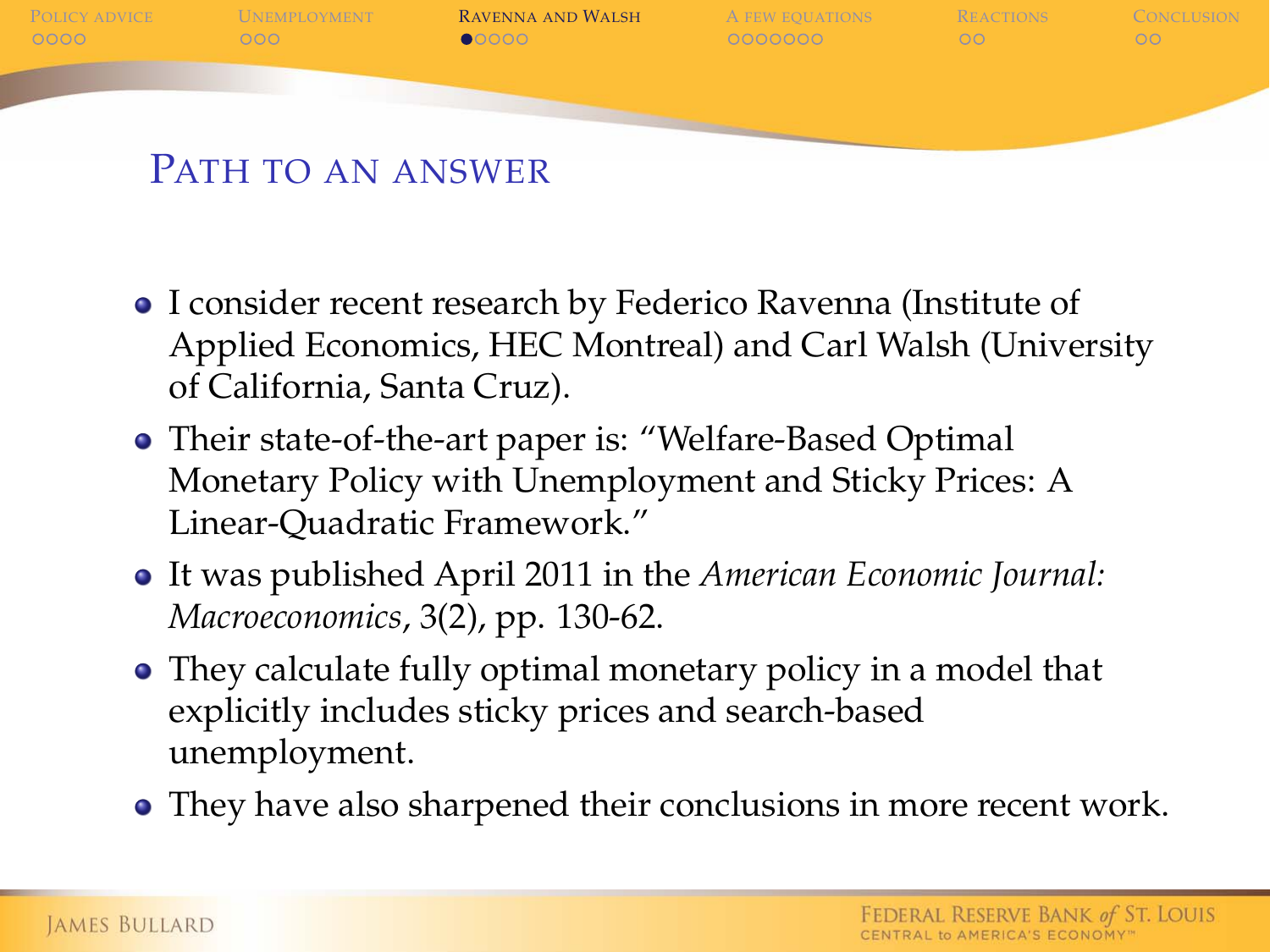## Path to an answer

- I consider recent research by Federico Ravenna (Institute of Applied Economics, HEC Montreal) and Carl Walsh (University of California, Santa Cruz).
- Their state-of-the-art paper is: "Welfare-Based Optimal Monetary Policy with Unemployment and Sticky Prices: A Linear-Quadratic Framework."
- It was published April 2011 in the *American Economic Journal: Macroeconomics*, 3(2), pp. 130-62.
- They calculate fully optimal monetary policy in a model that explicitly includes sticky prices and search-based unemployment.
- They have also sharpened their conclusions in more recent work.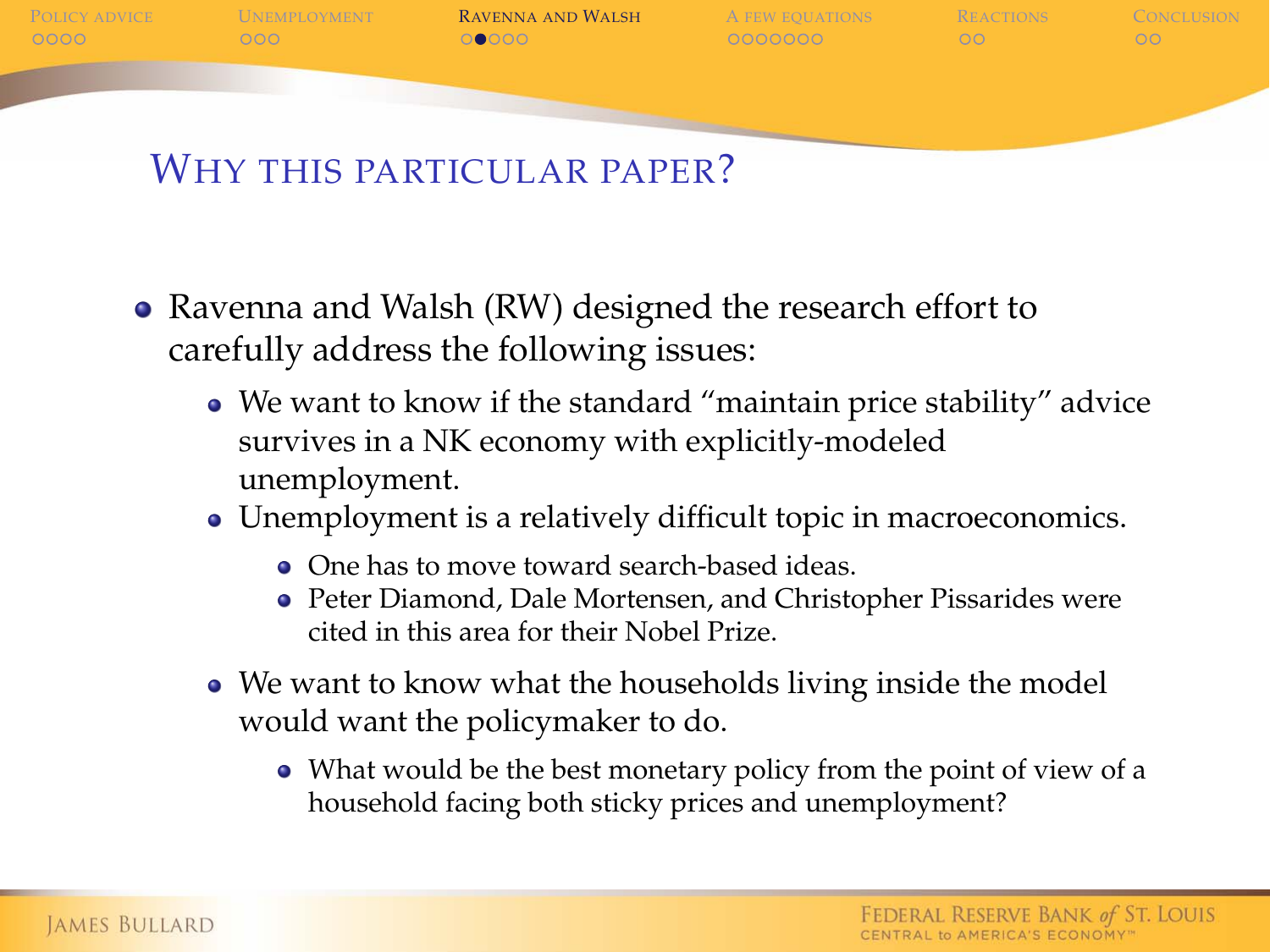## Why this particular paper?

- Ravenna and Walsh (RW) designed the research effort to carefully address the following issues:
  - We want to know if the standard "maintain price stability" advice survives in a NK economy with explicitly-modeled unemployment.
  - Unemployment is a relatively difficult topic in macroeconomics.
    - One has to move toward search-based ideas.
    - Peter Diamond, Dale Mortensen, and Christopher Pissarides were cited in this area for their Nobel Prize.
  - We want to know what the households living inside the model would want the policymaker to do.
    - What would be the best monetary policy from the point of view of a household facing both sticky prices and unemployment?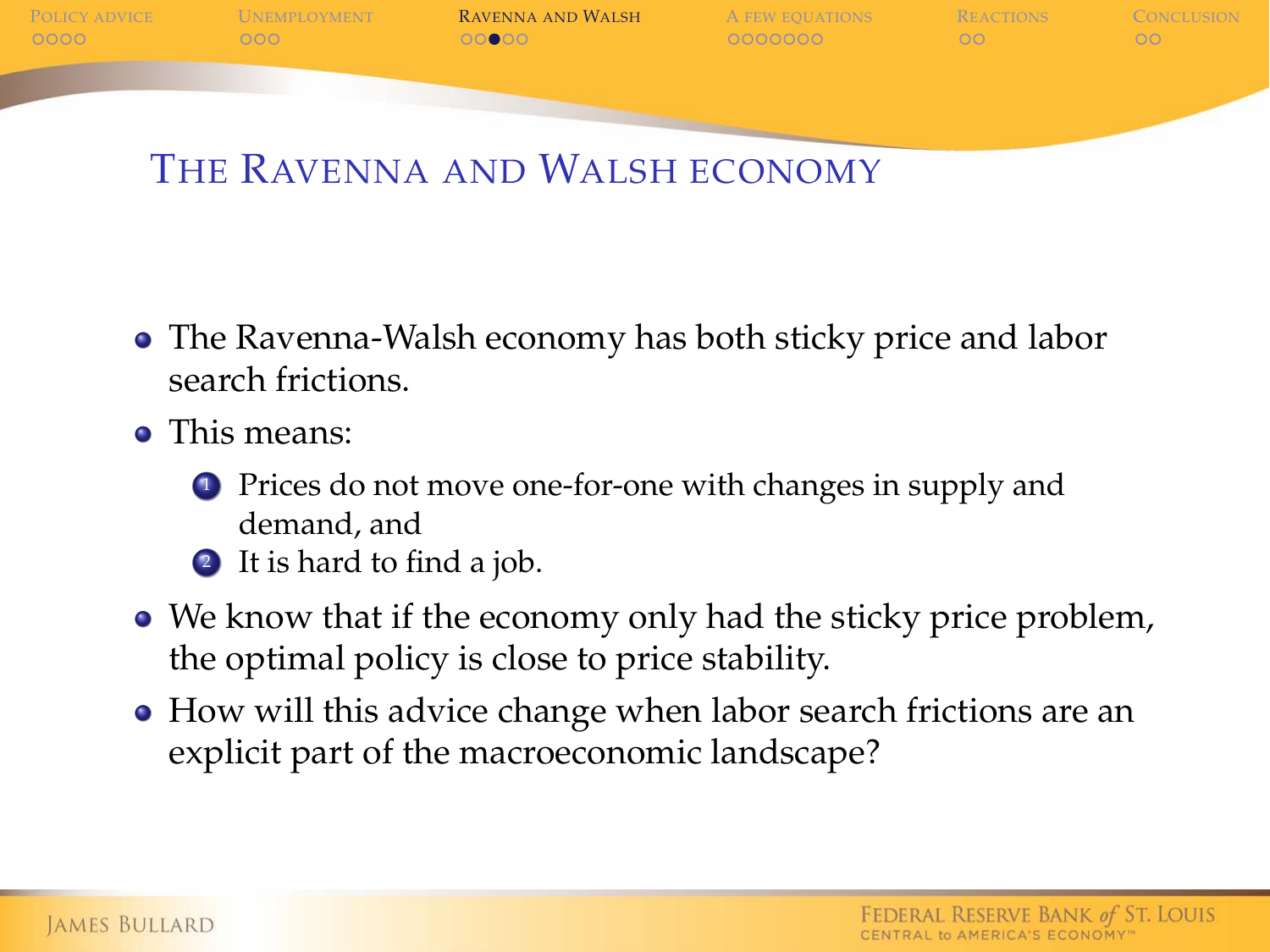## The Ravenna and Walsh economy

- The Ravenna-Walsh economy has both sticky price and labor search frictions.
- This means:
  1. Prices do not move one-for-one with changes in supply and demand, and
  2. It is hard to find a job.
- We know that if the economy only had the sticky price problem, the optimal policy is close to price stability.
- How will this advice change when labor search frictions are an explicit part of the macroeconomic landscape?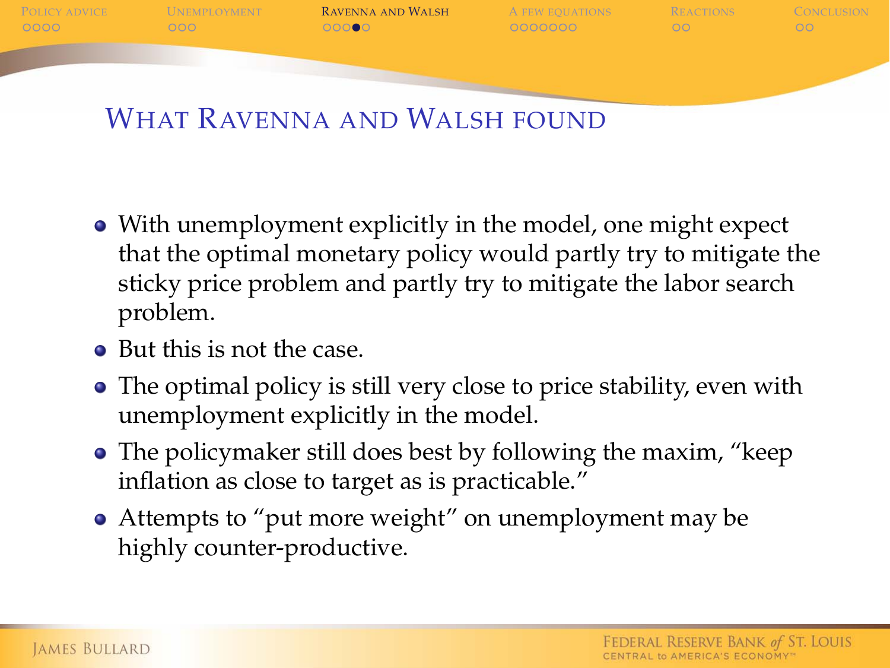## What Ravenna and Walsh found

- With unemployment explicitly in the model, one might expect that the optimal monetary policy would partly try to mitigate the sticky price problem and partly try to mitigate the labor search problem.
- But this is not the case.
- The optimal policy is still very close to price stability, even with unemployment explicitly in the model.
- The policymaker still does best by following the maxim, "keep inflation as close to target as is practicable."
- Attempts to "put more weight" on unemployment may be highly counter-productive.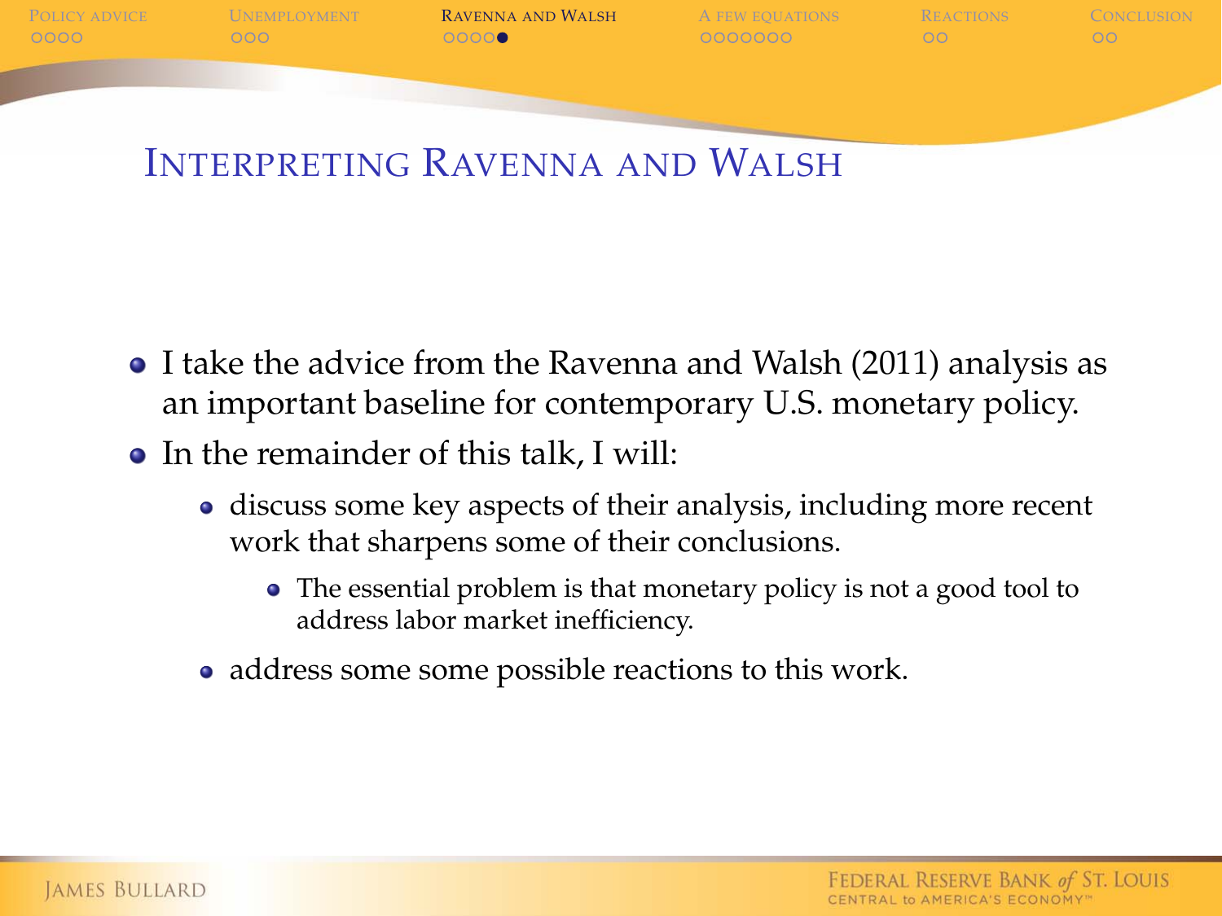# Interpreting Ravenna and Walsh

- I take the advice from the Ravenna and Walsh (2011) analysis as an important baseline for contemporary U.S. monetary policy.
- In the remainder of this talk, I will:
  - discuss some key aspects of their analysis, including more recent work that sharpens some of their conclusions.
    - The essential problem is that monetary policy is not a good tool to address labor market inefficiency.
  - address some some possible reactions to this work.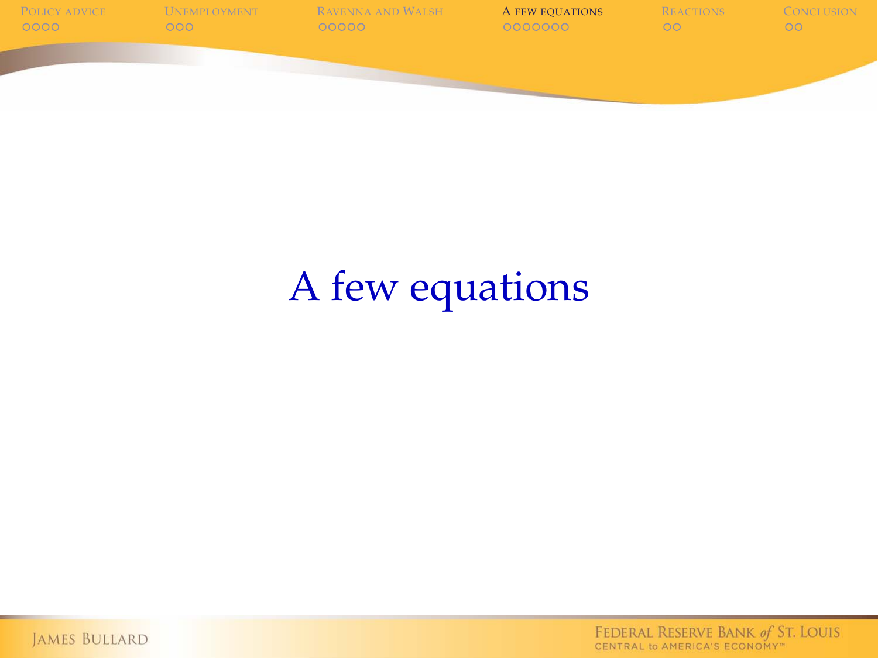# A few equations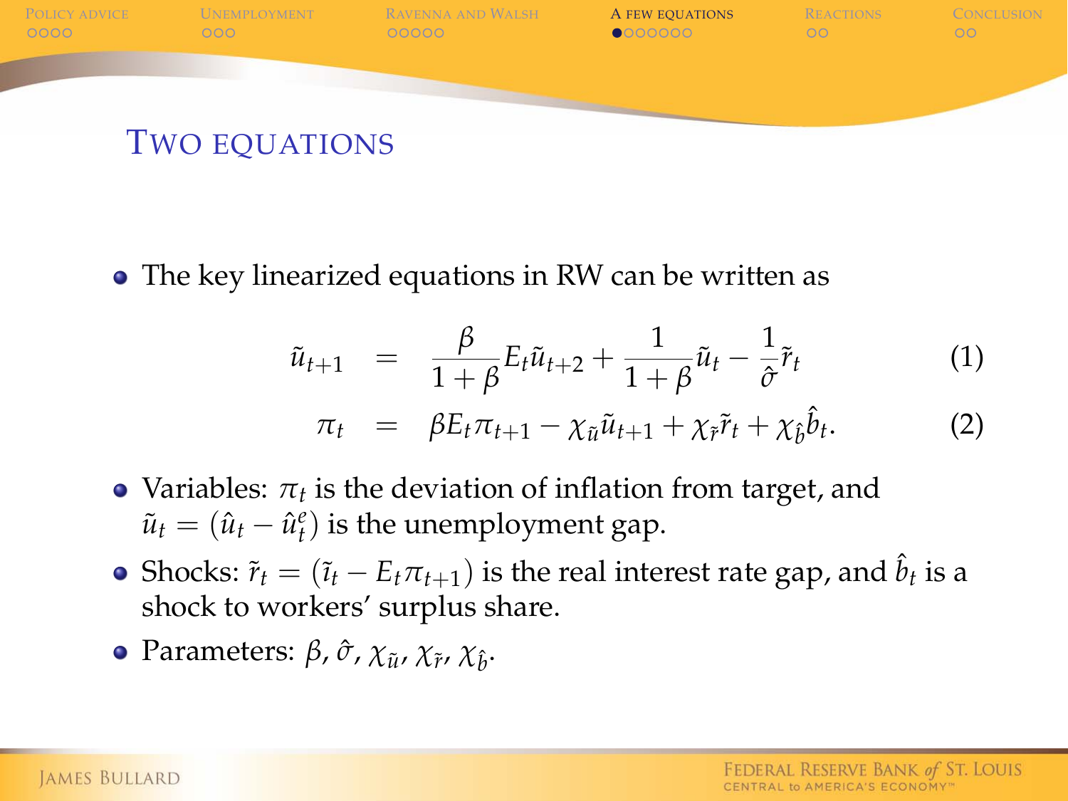## Two equations

- The key linearized equations in RW can be written as

$$\tilde{u}_{t+1} = \frac{\beta}{1+\beta} E_t \tilde{u}_{t+2} + \frac{1}{1+\beta} \tilde{u}_t - \frac{1}{\hat{\sigma}} \tilde{r}_t \tag{1}$$

$$\pi_t = \beta E_t \pi_{t+1} - \chi_{\tilde{u}} \tilde{u}_{t+1} + \chi_{\tilde{r}} \tilde{r}_t + \chi_{\hat{b}} \hat{b}_t. \tag{2}$$

- Variables: $\pi_t$ is the deviation of inflation from target, and $\tilde{u}_t = (\hat{u}_t - \hat{u}_t^e)$ is the unemployment gap.
- Shocks: $\tilde{r}_t = (\tilde{\imath}_t - E_t \pi_{t+1})$ is the real interest rate gap, and $\hat{b}_t$ is a shock to workers' surplus share.
- Parameters: $\beta$, $\hat{\sigma}$, $\chi_{\tilde{u}}$, $\chi_{\tilde{r}}$, $\chi_{\hat{b}}$.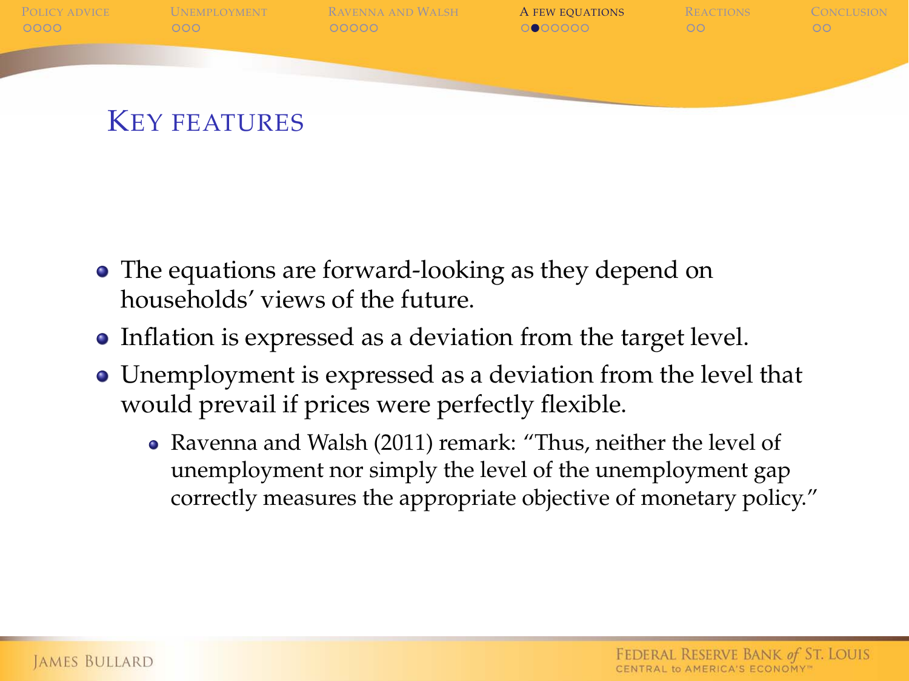## Key features

- The equations are forward-looking as they depend on households' views of the future.
- Inflation is expressed as a deviation from the target level.
- Unemployment is expressed as a deviation from the level that would prevail if prices were perfectly flexible.
  - Ravenna and Walsh (2011) remark: "Thus, neither the level of unemployment nor simply the level of the unemployment gap correctly measures the appropriate objective of monetary policy."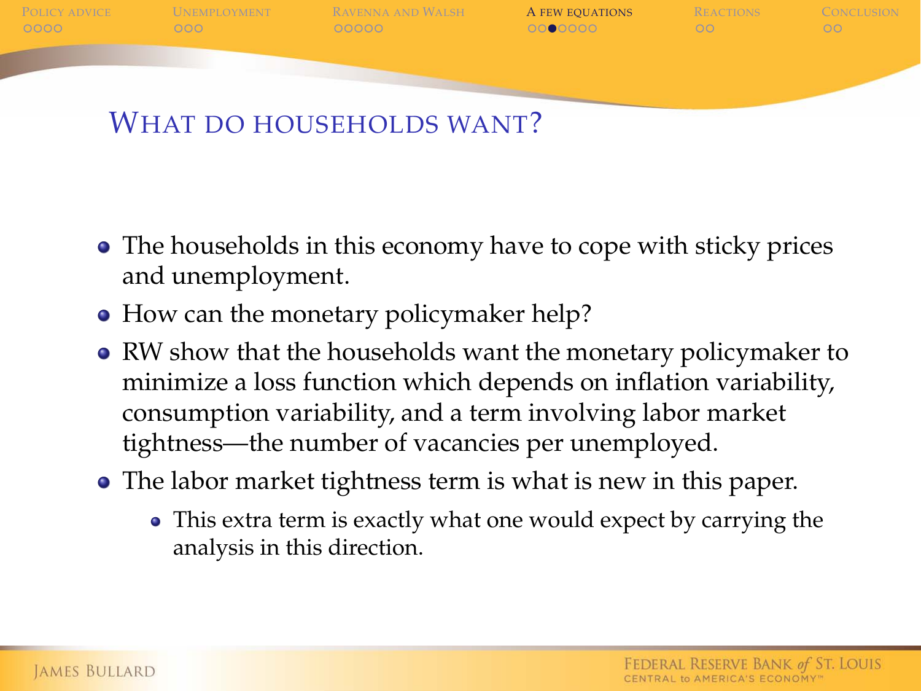## What do households want?

- The households in this economy have to cope with sticky prices and unemployment.
- How can the monetary policymaker help?
- RW show that the households want the monetary policymaker to minimize a loss function which depends on inflation variability, consumption variability, and a term involving labor market tightness—the number of vacancies per unemployed.
- The labor market tightness term is what is new in this paper.
  - This extra term is exactly what one would expect by carrying the analysis in this direction.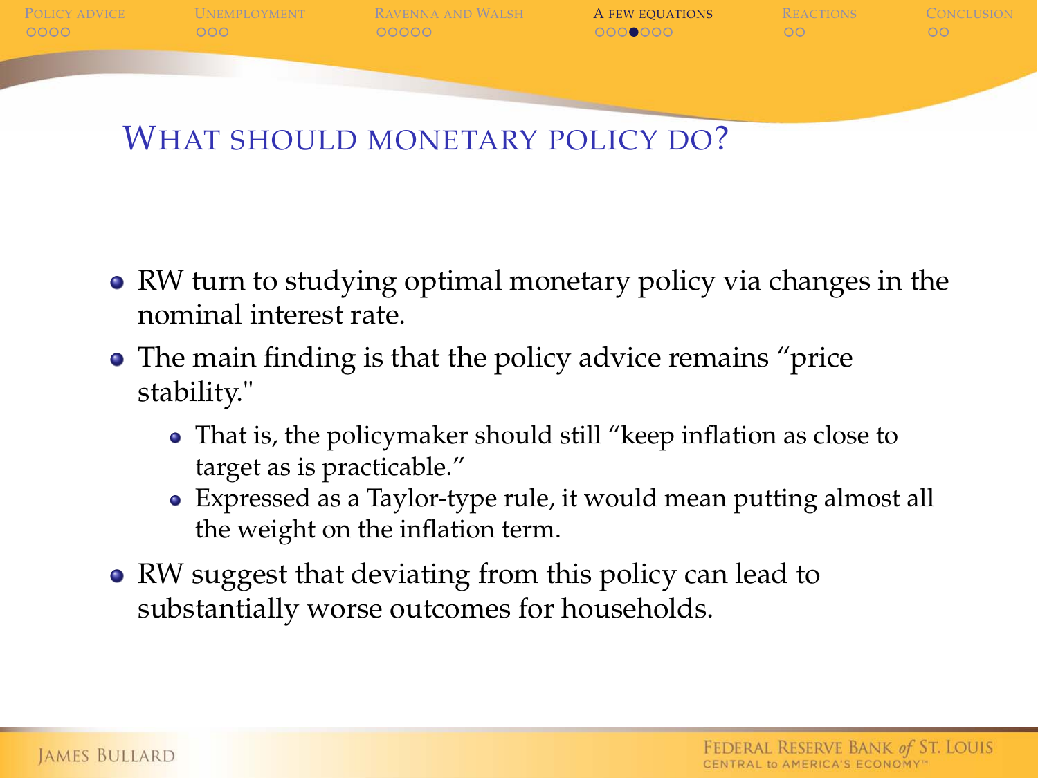## What should monetary policy do?

- RW turn to studying optimal monetary policy via changes in the nominal interest rate.
- The main finding is that the policy advice remains "price stability."
  - That is, the policymaker should still "keep inflation as close to target as is practicable."
  - Expressed as a Taylor-type rule, it would mean putting almost all the weight on the inflation term.
- RW suggest that deviating from this policy can lead to substantially worse outcomes for households.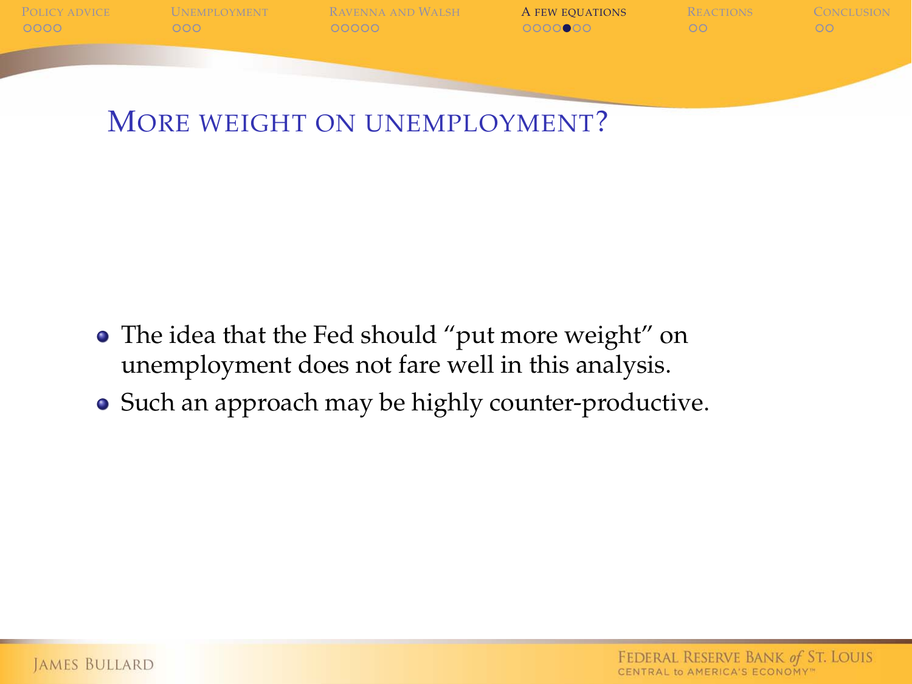## More weight on unemployment?

- The idea that the Fed should "put more weight" on unemployment does not fare well in this analysis.
- Such an approach may be highly counter-productive.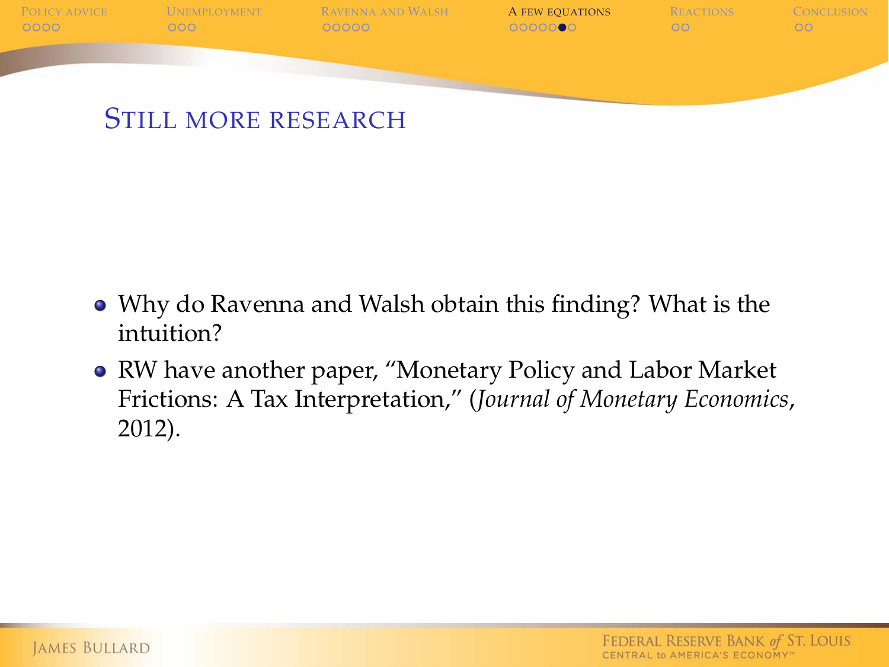## Still more research

- Why do Ravenna and Walsh obtain this finding? What is the intuition?
- RW have another paper, "Monetary Policy and Labor Market Frictions: A Tax Interpretation," (*Journal of Monetary Economics*, 2012).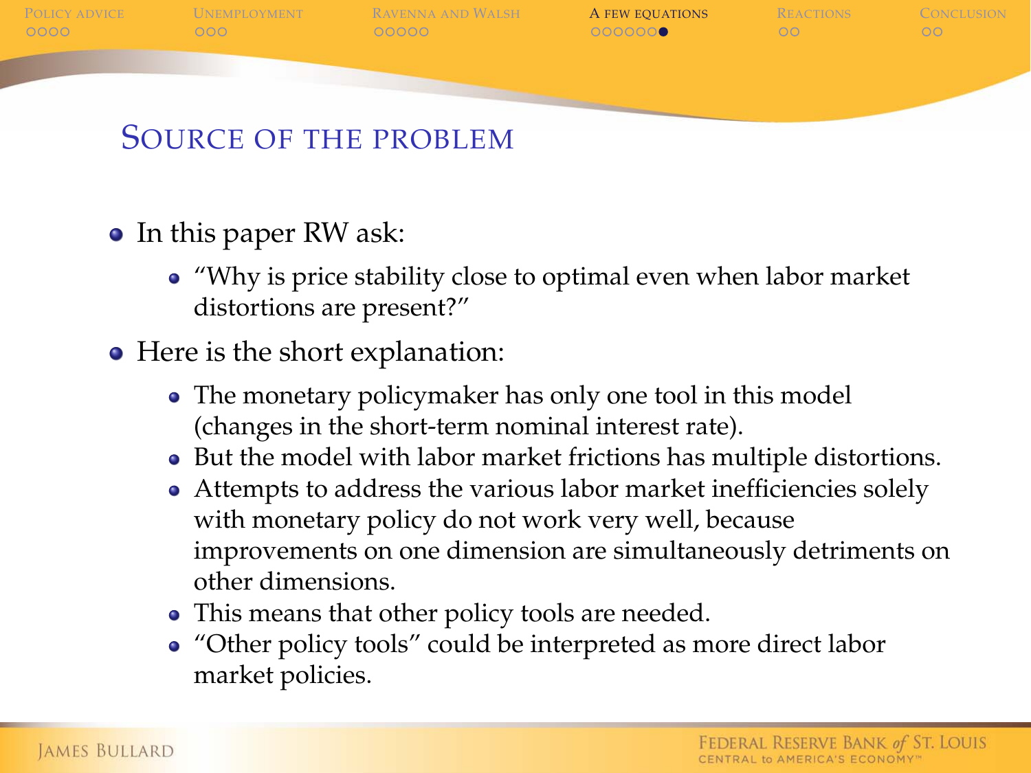## Source of the problem

- In this paper RW ask:
  - "Why is price stability close to optimal even when labor market distortions are present?"
- Here is the short explanation:
  - The monetary policymaker has only one tool in this model (changes in the short-term nominal interest rate).
  - But the model with labor market frictions has multiple distortions.
  - Attempts to address the various labor market inefficiencies solely with monetary policy do not work very well, because improvements on one dimension are simultaneously detriments on other dimensions.
  - This means that other policy tools are needed.
  - "Other policy tools" could be interpreted as more direct labor market policies.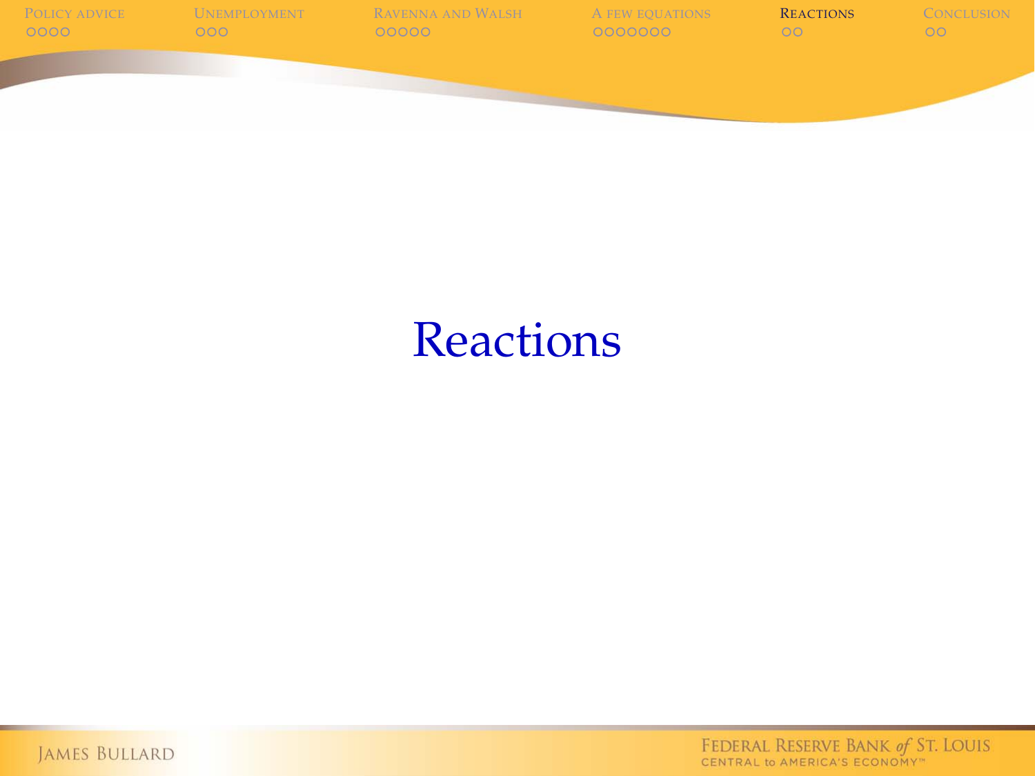# Reactions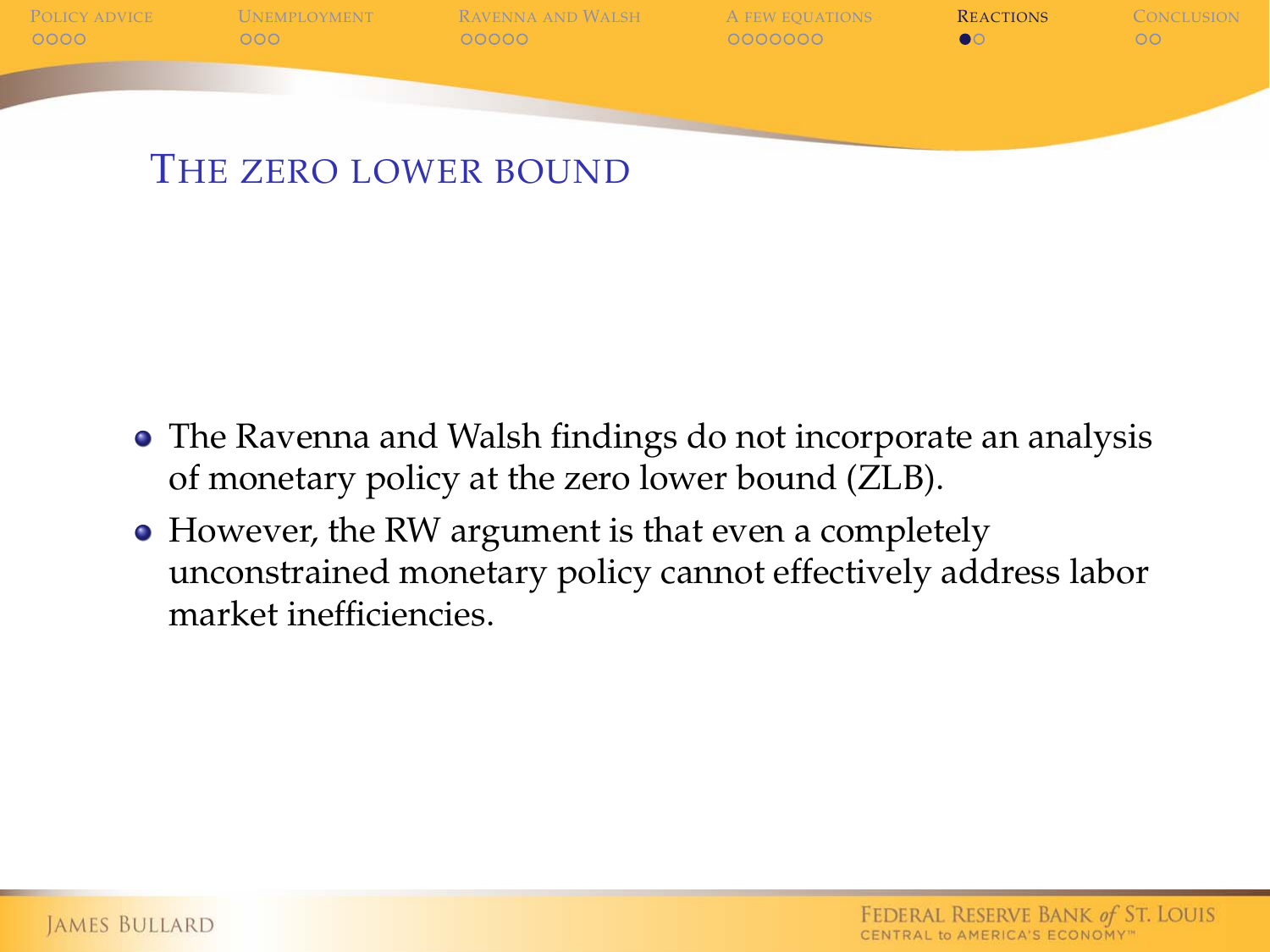## The zero lower bound

- The Ravenna and Walsh findings do not incorporate an analysis of monetary policy at the zero lower bound (ZLB).
- However, the RW argument is that even a completely unconstrained monetary policy cannot effectively address labor market inefficiencies.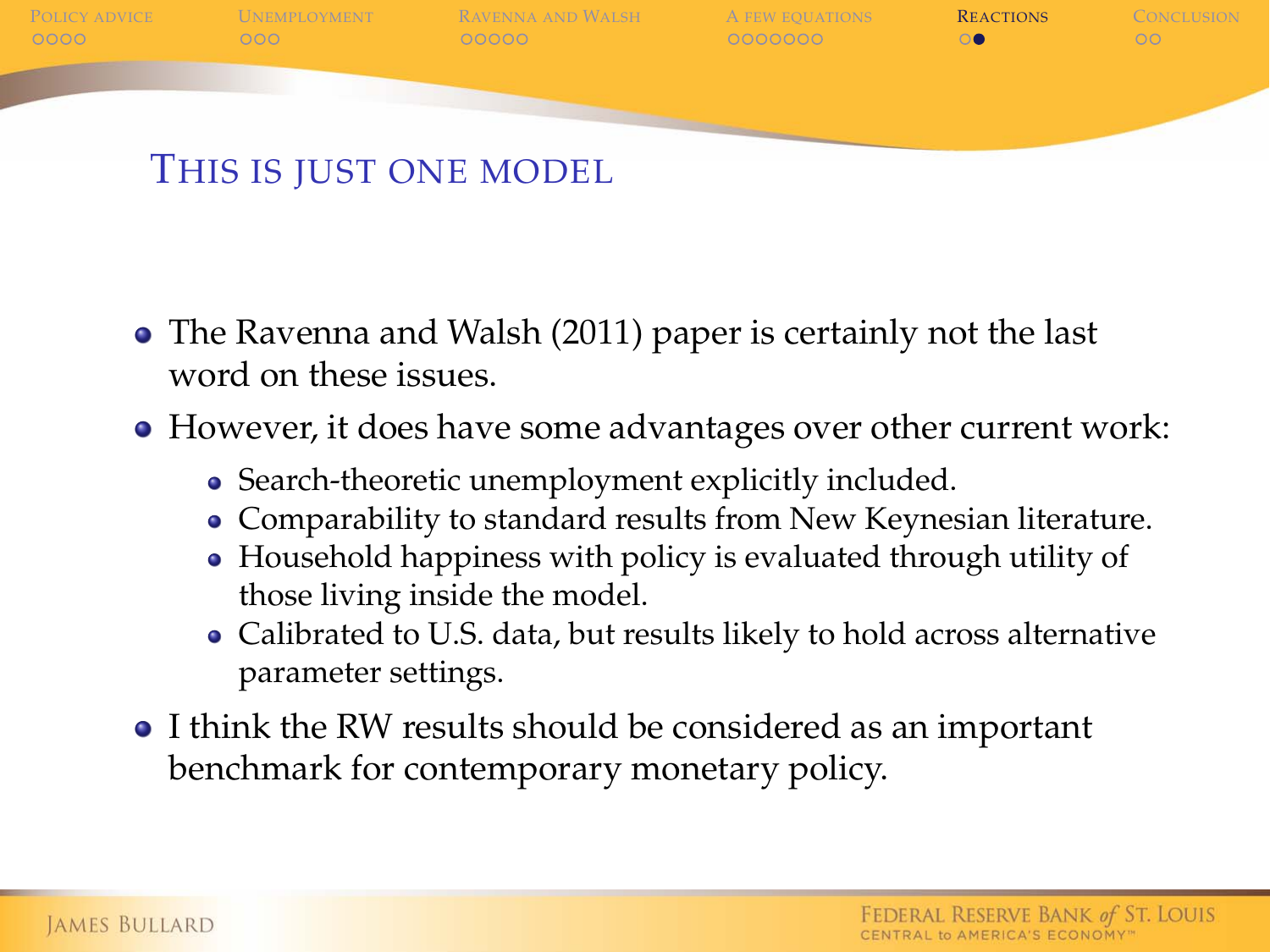# This is just one model

- The Ravenna and Walsh (2011) paper is certainly not the last word on these issues.
- However, it does have some advantages over other current work:
  - Search-theoretic unemployment explicitly included.
  - Comparability to standard results from New Keynesian literature.
  - Household happiness with policy is evaluated through utility of those living inside the model.
  - Calibrated to U.S. data, but results likely to hold across alternative parameter settings.
- I think the RW results should be considered as an important benchmark for contemporary monetary policy.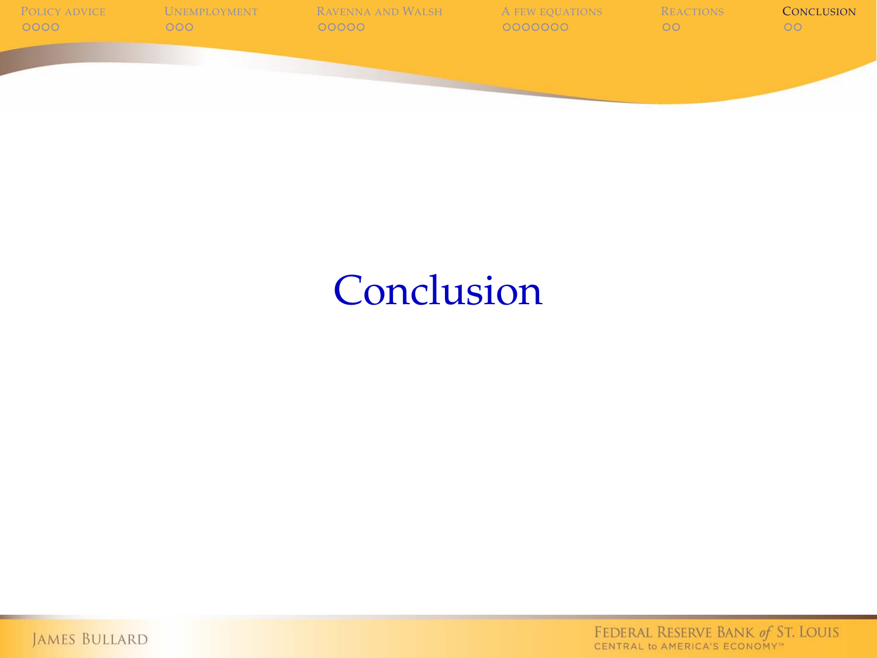# Conclusion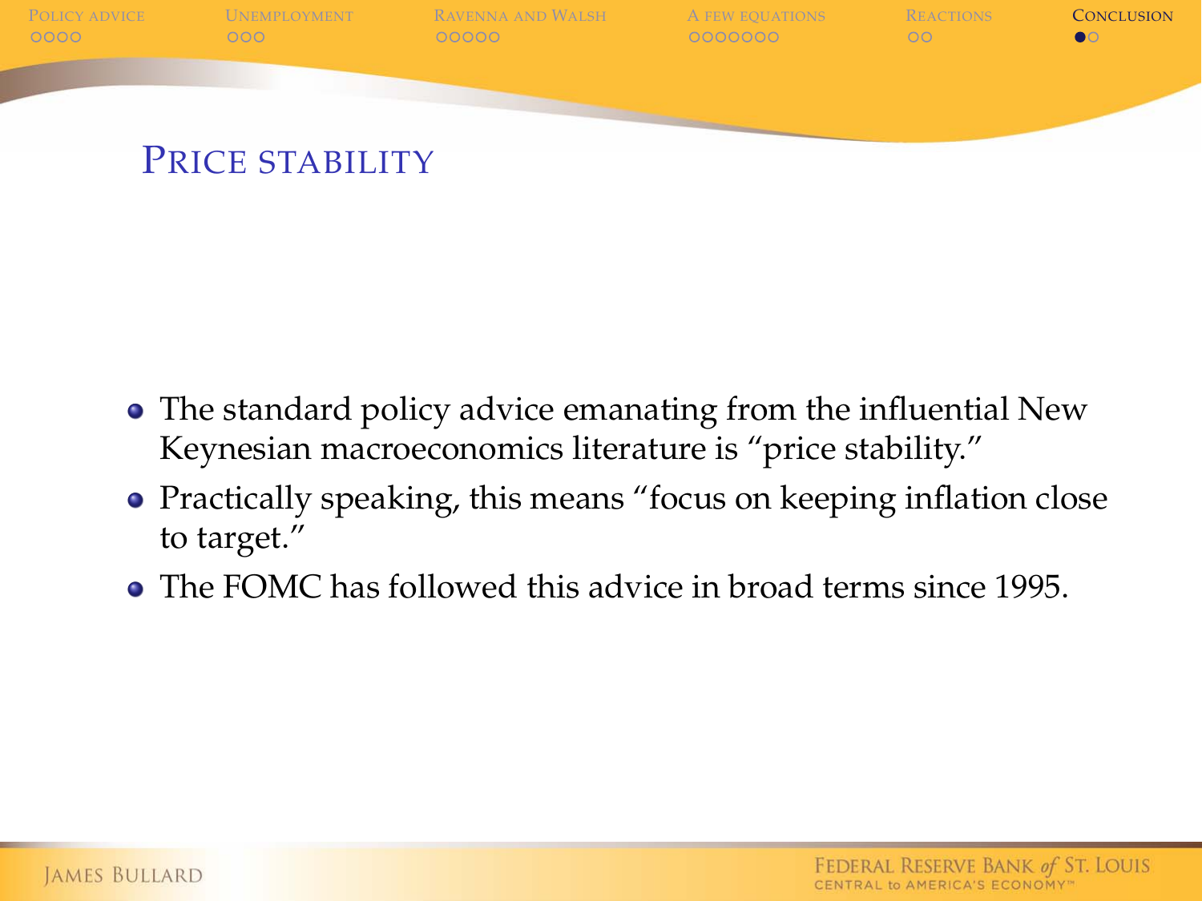## Price stability

- The standard policy advice emanating from the influential New Keynesian macroeconomics literature is “price stability.”
- Practically speaking, this means “focus on keeping inflation close to target.”
- The FOMC has followed this advice in broad terms since 1995.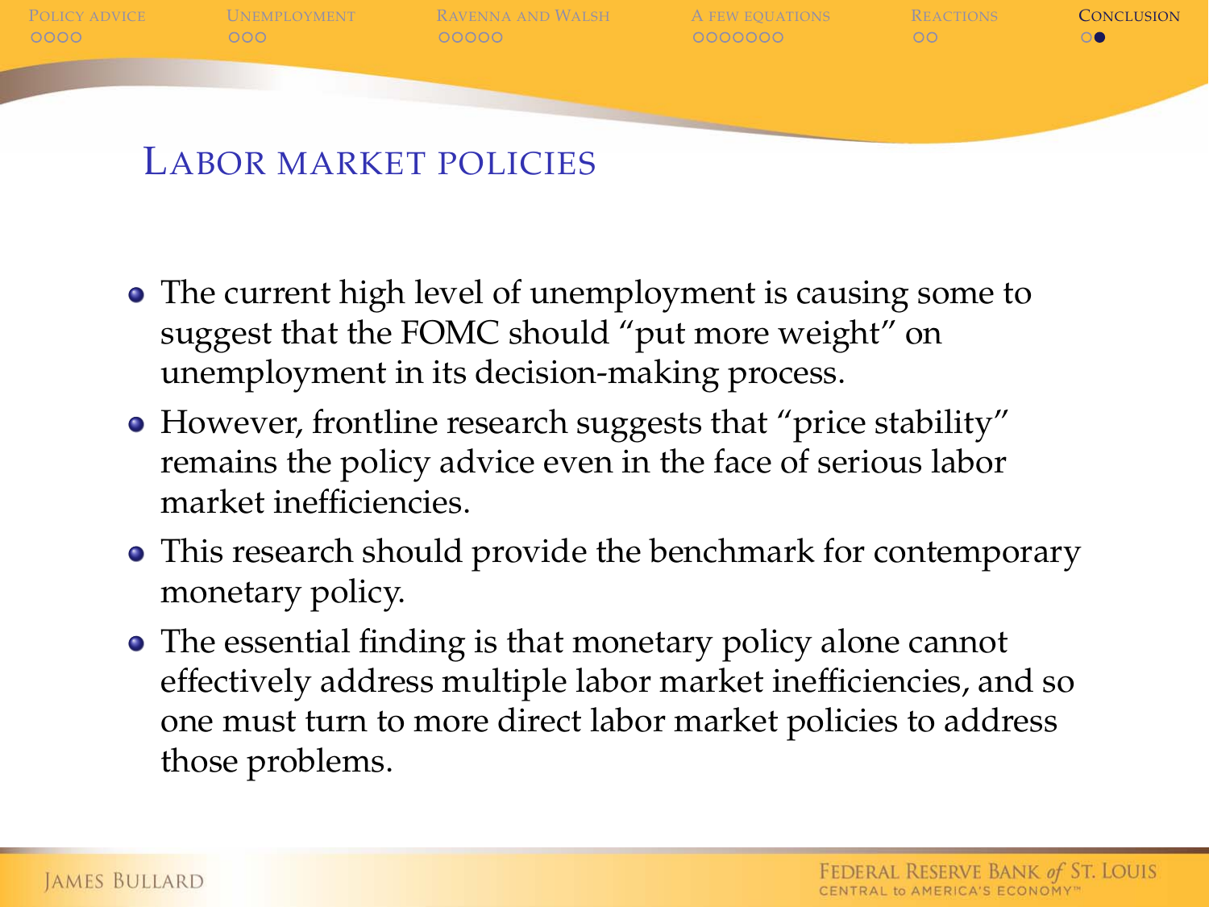## Labor market policies

- The current high level of unemployment is causing some to suggest that the FOMC should "put more weight" on unemployment in its decision-making process.
- However, frontline research suggests that "price stability" remains the policy advice even in the face of serious labor market inefficiencies.
- This research should provide the benchmark for contemporary monetary policy.
- The essential finding is that monetary policy alone cannot effectively address multiple labor market inefficiencies, and so one must turn to more direct labor market policies to address those problems.